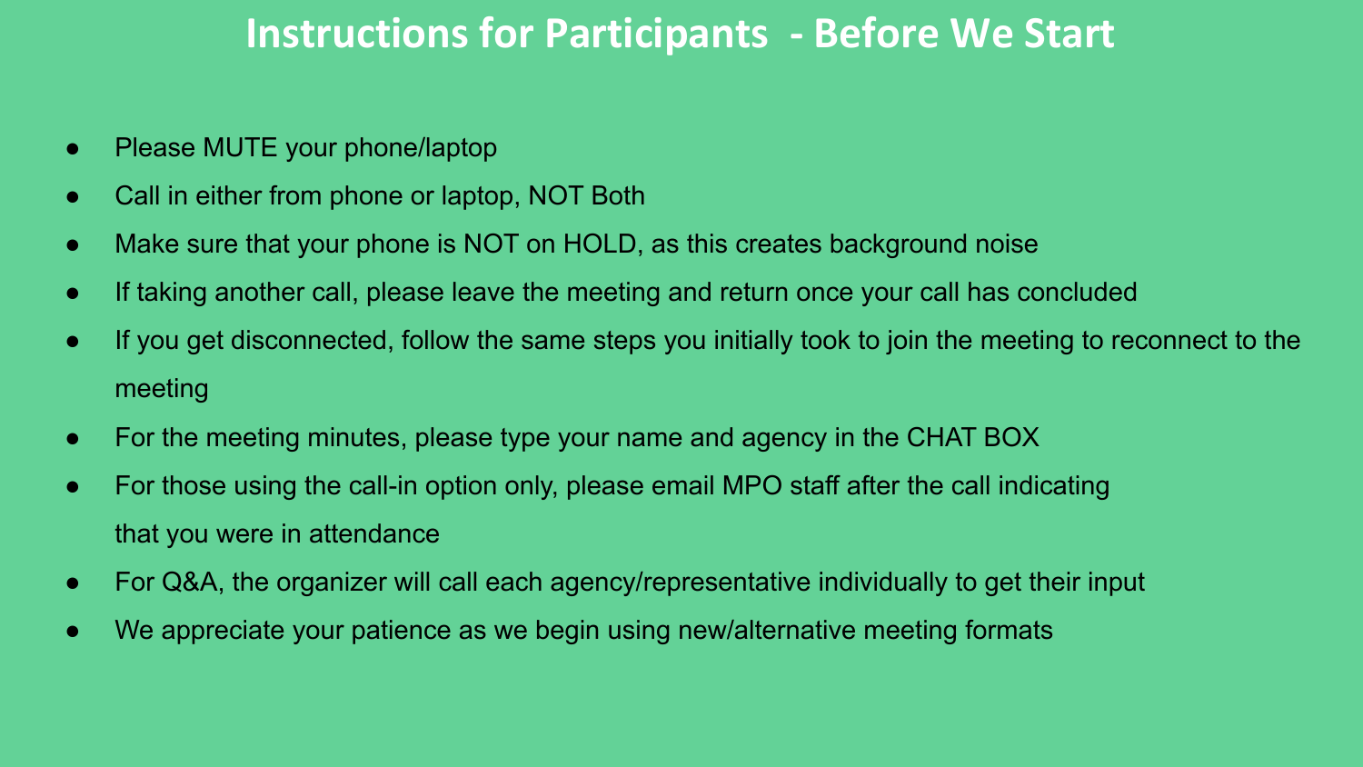# Instructions for Participants - Before We Start

- Please MUTE your phone/laptop
- Call in either from phone or laptop, NOT Both
- Make sure that your phone is NOT on HOLD, as this creates background noise
- If taking another call, please leave the meeting and return once your call has concluded
- If you get disconnected, follow the same steps you initially took to join the meeting to reconnect to the meeting
- For the meeting minutes, please type your name and agency in the CHAT BOX
- For those using the call-in option only, please email MPO staff after the call indicating that you were in attendance
- For Q&A, the organizer will call each agency/representative individually to get their input
- We appreciate your patience as we begin using new/alternative meeting formats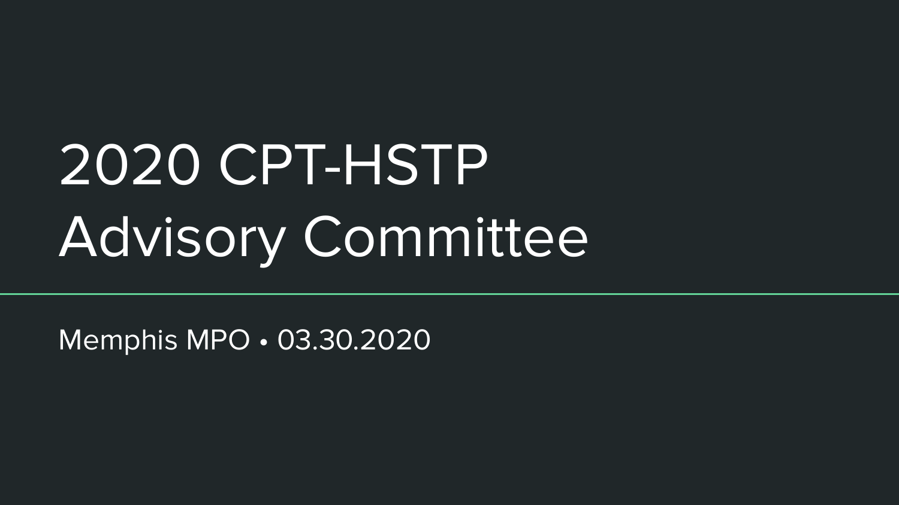# 2020 CPT-HSTP Advisory Committee

Memphis MPO • 03.30.2020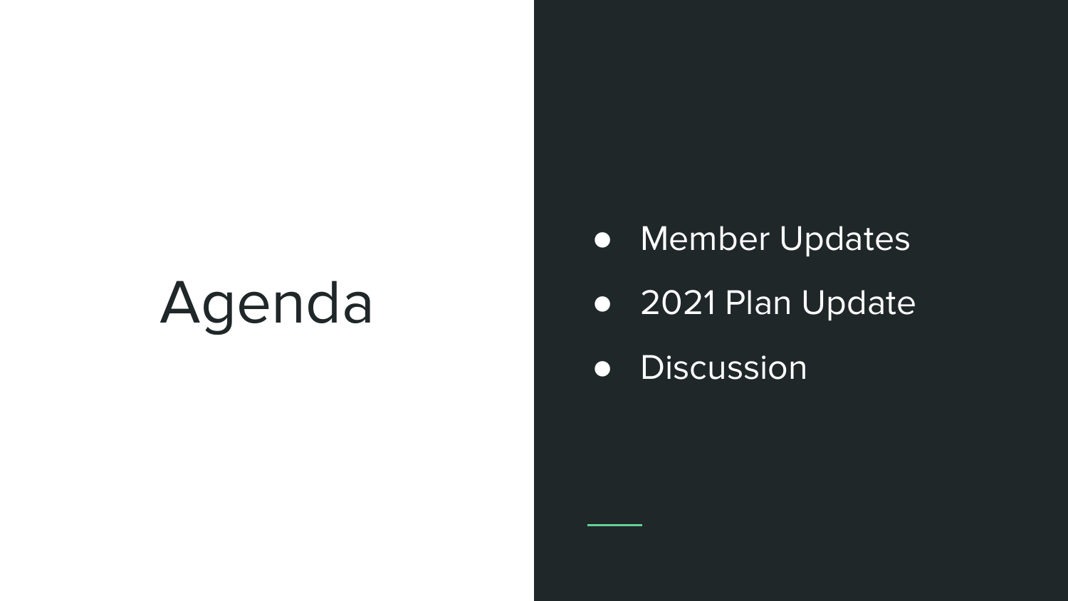# Agenda

- Member Updates
- 2021 Plan Update
- Discussion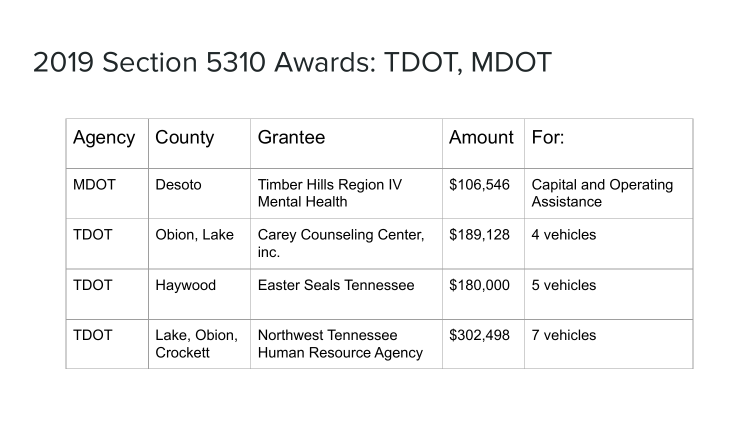# 2019 Section 5310 Awards: TDOT, MDOT

| Agency | County | Grantee | Amount | For: |
| --- | --- | --- | --- | --- |
| MDOT | Desoto | Timber Hills Region IV Mental Health | $106,546 | Capital and Operating Assistance |
| TDOT | Obion, Lake | Carey Counseling Center, inc. | $189,128 | 4 vehicles |
| TDOT | Haywood | Easter Seals Tennessee | $180,000 | 5 vehicles |
| TDOT | Lake, Obion, Crockett | Northwest Tennessee Human Resource Agency | $302,498 | 7 vehicles |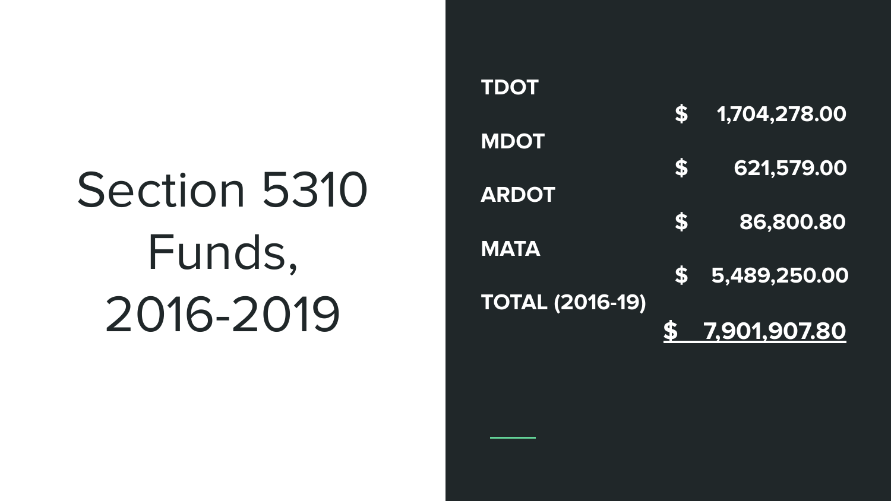# Section 5310 Funds, 2016-2019

| Agency | Amount |
|---|---|
| **TDOT** | **$ 1,704,278.00** |
| **MDOT** | **$ 621,579.00** |
| **ARDOT** | **$ 86,800.80** |
| **MATA** | **$ 5,489,250.00** |
| **TOTAL (2016-19)** | **$ 7,901,907.80** |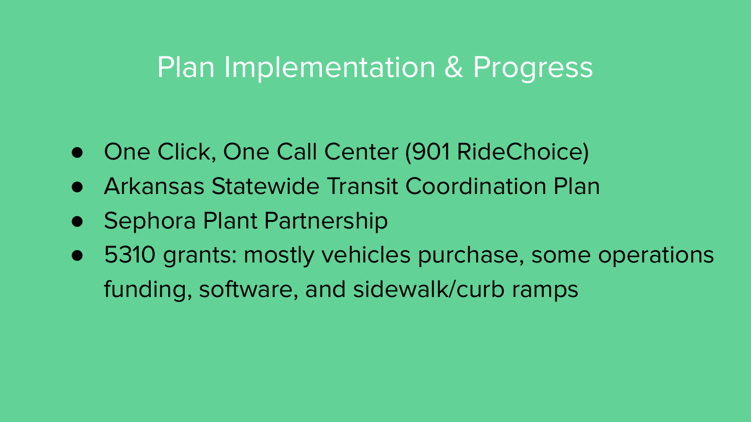# Plan Implementation & Progress

- One Click, One Call Center (901 RideChoice)
- Arkansas Statewide Transit Coordination Plan
- Sephora Plant Partnership
- 5310 grants: mostly vehicles purchase, some operations funding, software, and sidewalk/curb ramps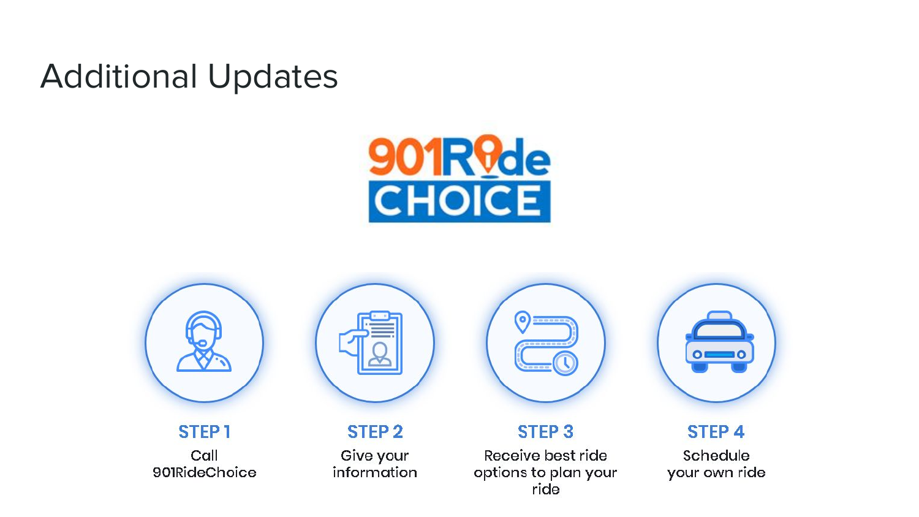# Additional Updates

901Ride CHOICE

**STEP 1**
Call 901RideChoice

**STEP 2**
Give your information

**STEP 3**
Receive best ride options to plan your ride

**STEP 4**
Schedule your own ride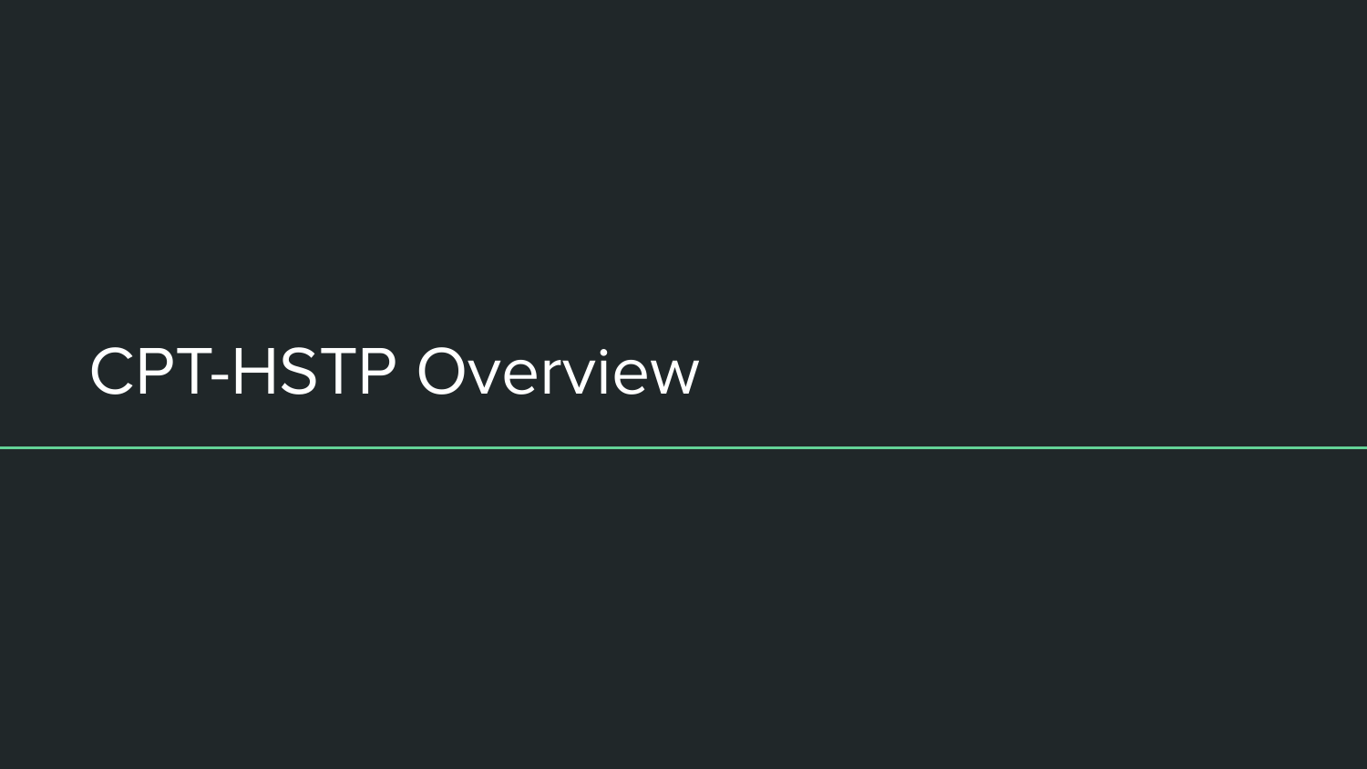# CPT-HSTP Overview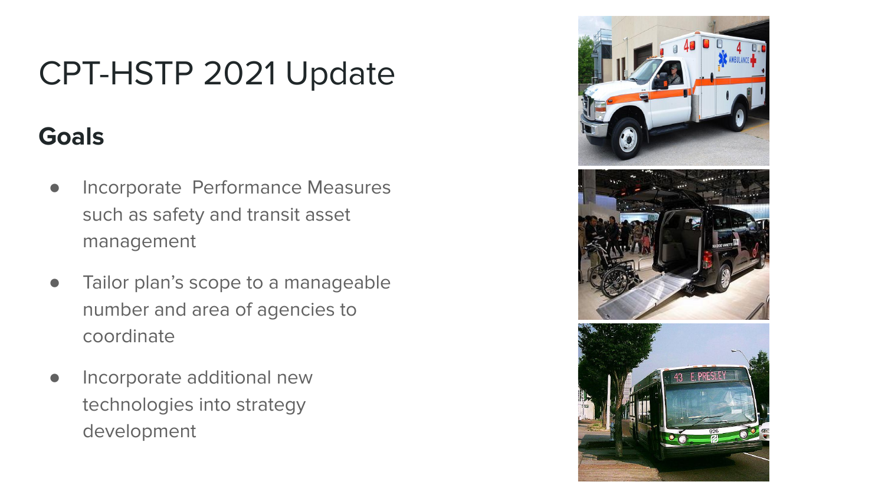# CPT-HSTP 2021 Update

## Goals

- Incorporate Performance Measures such as safety and transit asset management
- Tailor plan's scope to a manageable number and area of agencies to coordinate
- Incorporate additional new technologies into strategy development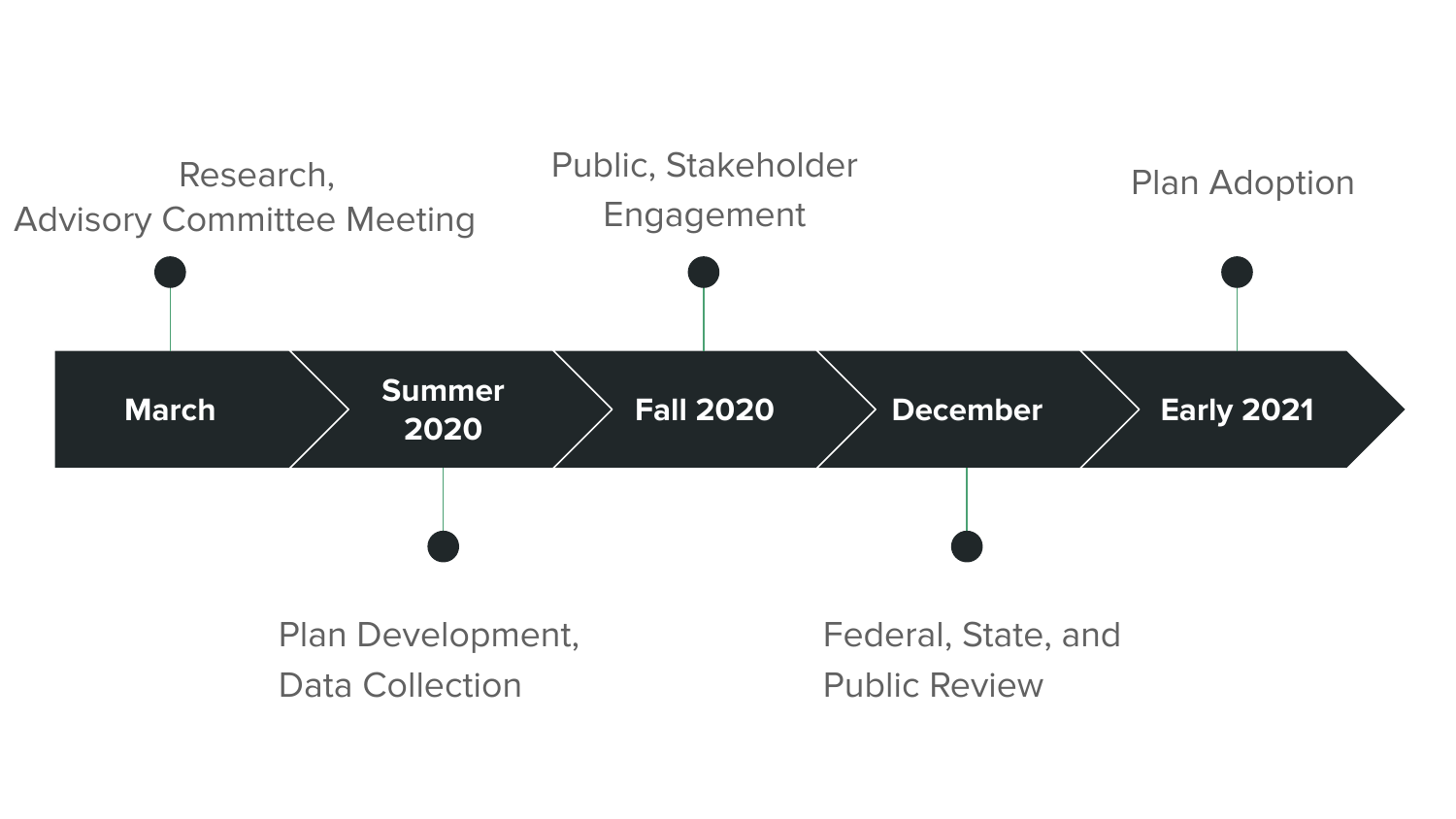| March | Summer 2020 | Fall 2020 | December | Early 2021 |
|---|---|---|---|---|
| Research, Advisory Committee Meeting | Plan Development, Data Collection | Public, Stakeholder Engagement | Federal, State, and Public Review | Plan Adoption |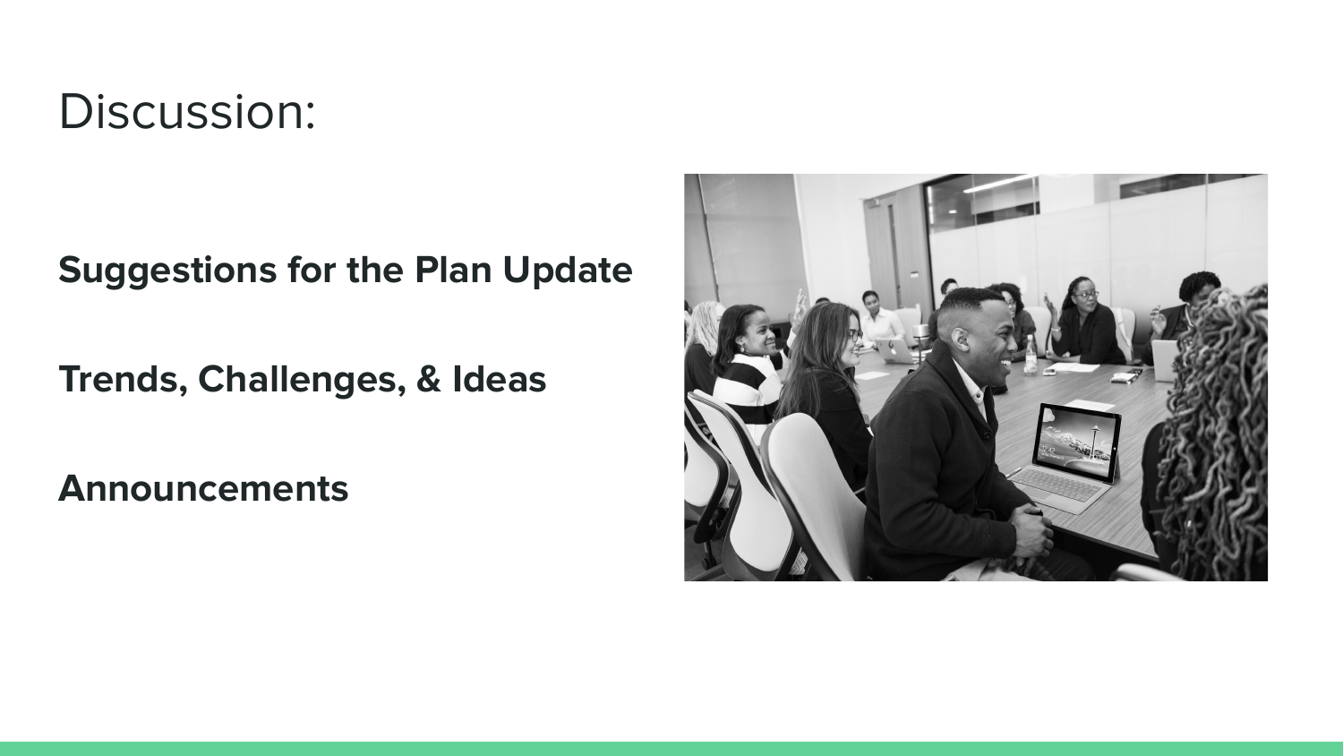# Discussion:

**Suggestions for the Plan Update**

**Trends, Challenges, & Ideas**

**Announcements**